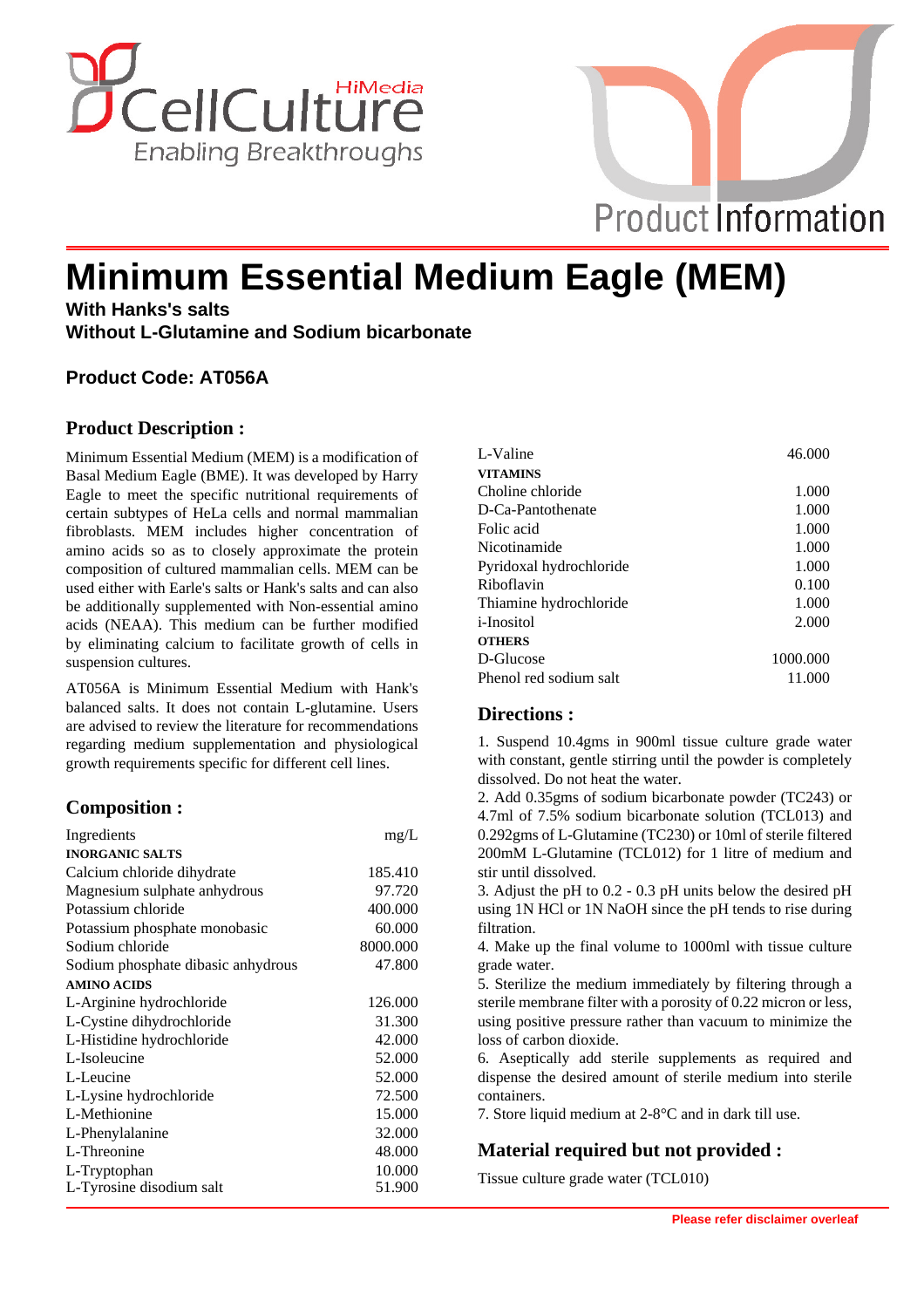# Minimum Essential Medium Eagle (MEM)

**With Hanks's salts**
**Without L-Glutamine and Sodium bicarbonate**

**Product Code: AT056A**

## Product Description :

Minimum Essential Medium (MEM) is a modification of Basal Medium Eagle (BME). It was developed by Harry Eagle to meet the specific nutritional requirements of certain subtypes of HeLa cells and normal mammalian fibroblasts. MEM includes higher concentration of amino acids so as to closely approximate the protein composition of cultured mammalian cells. MEM can be used either with Earle's salts or Hank's salts and can also be additionally supplemented with Non-essential amino acids (NEAA). This medium can be further modified by eliminating calcium to facilitate growth of cells in suspension cultures.

AT056A is Minimum Essential Medium with Hank's balanced salts. It does not contain L-glutamine. Users are advised to review the literature for recommendations regarding medium supplementation and physiological growth requirements specific for different cell lines.

## Composition :

| Ingredients | mg/L |
|---|---|
| **INORGANIC SALTS** | |
| Calcium chloride dihydrate | 185.410 |
| Magnesium sulphate anhydrous | 97.720 |
| Potassium chloride | 400.000 |
| Potassium phosphate monobasic | 60.000 |
| Sodium chloride | 8000.000 |
| Sodium phosphate dibasic anhydrous | 47.800 |
| **AMINO ACIDS** | |
| L-Arginine hydrochloride | 126.000 |
| L-Cystine dihydrochloride | 31.300 |
| L-Histidine hydrochloride | 42.000 |
| L-Isoleucine | 52.000 |
| L-Leucine | 52.000 |
| L-Lysine hydrochloride | 72.500 |
| L-Methionine | 15.000 |
| L-Phenylalanine | 32.000 |
| L-Threonine | 48.000 |
| L-Tryptophan | 10.000 |
| L-Tyrosine disodium salt | 51.900 |
| L-Valine | 46.000 |
| **VITAMINS** | |
| Choline chloride | 1.000 |
| D-Ca-Pantothenate | 1.000 |
| Folic acid | 1.000 |
| Nicotinamide | 1.000 |
| Pyridoxal hydrochloride | 1.000 |
| Riboflavin | 0.100 |
| Thiamine hydrochloride | 1.000 |
| i-Inositol | 2.000 |
| **OTHERS** | |
| D-Glucose | 1000.000 |
| Phenol red sodium salt | 11.000 |

## Directions :

1. Suspend 10.4gms in 900ml tissue culture grade water with constant, gentle stirring until the powder is completely dissolved. Do not heat the water.
2. Add 0.35gms of sodium bicarbonate powder (TC243) or 4.7ml of 7.5% sodium bicarbonate solution (TCL013) and 0.292gms of L-Glutamine (TC230) or 10ml of sterile filtered 200mM L-Glutamine (TCL012) for 1 litre of medium and stir until dissolved.
3. Adjust the pH to 0.2 - 0.3 pH units below the desired pH using 1N HCl or 1N NaOH since the pH tends to rise during filtration.
4. Make up the final volume to 1000ml with tissue culture grade water.
5. Sterilize the medium immediately by filtering through a sterile membrane filter with a porosity of 0.22 micron or less, using positive pressure rather than vacuum to minimize the loss of carbon dioxide.
6. Aseptically add sterile supplements as required and dispense the desired amount of sterile medium into sterile containers.
7. Store liquid medium at 2-8°C and in dark till use.

## Material required but not provided :

Tissue culture grade water (TCL010)

**Please refer disclaimer overleaf**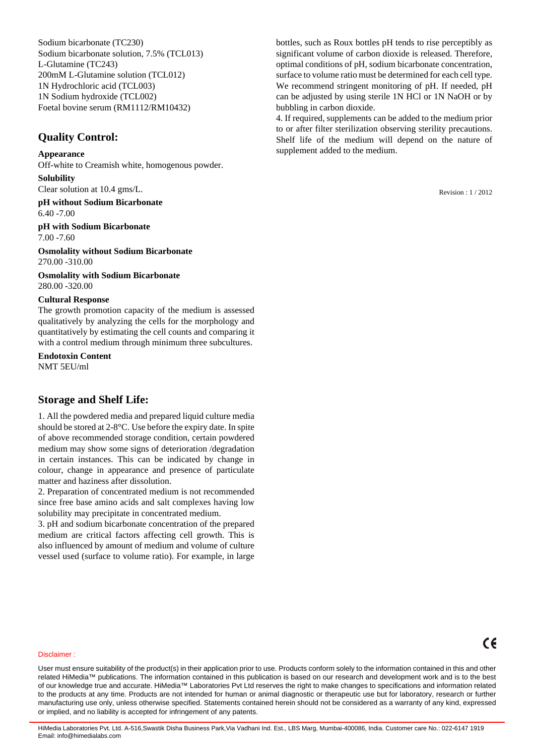Sodium bicarbonate (TC230)
Sodium bicarbonate solution, 7.5% (TCL013)
L-Glutamine (TC243)
200mM L-Glutamine solution (TCL012)
1N Hydrochloric acid (TCL003)
1N Sodium hydroxide (TCL002)
Foetal bovine serum (RM1112/RM10432)

## Quality Control:

**Appearance**
Off-white to Creamish white, homogenous powder.

**Solubility**
Clear solution at 10.4 gms/L.

**pH without Sodium Bicarbonate**
6.40 -7.00

**pH with Sodium Bicarbonate**
7.00 -7.60

**Osmolality without Sodium Bicarbonate**
270.00 -310.00

**Osmolality with Sodium Bicarbonate**
280.00 -320.00

**Cultural Response**
The growth promotion capacity of the medium is assessed qualitatively by analyzing the cells for the morphology and quantitatively by estimating the cell counts and comparing it with a control medium through minimum three subcultures.

**Endotoxin Content**
NMT 5EU/ml

## Storage and Shelf Life:

1. All the powdered media and prepared liquid culture media should be stored at 2-8°C. Use before the expiry date. In spite of above recommended storage condition, certain powdered medium may show some signs of deterioration /degradation in certain instances. This can be indicated by change in colour, change in appearance and presence of particulate matter and haziness after dissolution.
2. Preparation of concentrated medium is not recommended since free base amino acids and salt complexes having low solubility may precipitate in concentrated medium.
3. pH and sodium bicarbonate concentration of the prepared medium are critical factors affecting cell growth. This is also influenced by amount of medium and volume of culture vessel used (surface to volume ratio). For example, in large bottles, such as Roux bottles pH tends to rise perceptibly as significant volume of carbon dioxide is released. Therefore, optimal conditions of pH, sodium bicarbonate concentration, surface to volume ratio must be determined for each cell type. We recommend stringent monitoring of pH. If needed, pH can be adjusted by using sterile 1N HCl or 1N NaOH or by bubbling in carbon dioxide.
4. If required, supplements can be added to the medium prior to or after filter sterilization observing sterility precautions. Shelf life of the medium will depend on the nature of supplement added to the medium.

Revision : 1 / 2012

Disclaimer :

User must ensure suitability of the product(s) in their application prior to use. Products conform solely to the information contained in this and other related HiMedia™ publications. The information contained in this publication is based on our research and development work and is to the best of our knowledge true and accurate. HiMedia™ Laboratories Pvt Ltd reserves the right to make changes to specifications and information related to the products at any time. Products are not intended for human or animal diagnostic or therapeutic use but for laboratory, research or further manufacturing use only, unless otherwise specified. Statements contained herein should not be considered as a warranty of any kind, expressed or implied, and no liability is accepted for infringement of any patents.

HiMedia Laboratories Pvt. Ltd. A-516,Swastik Disha Business Park,Via Vadhani Ind. Est., LBS Marg, Mumbai-400086, India. Customer care No.: 022-6147 1919 Email: info@himedialabs.com